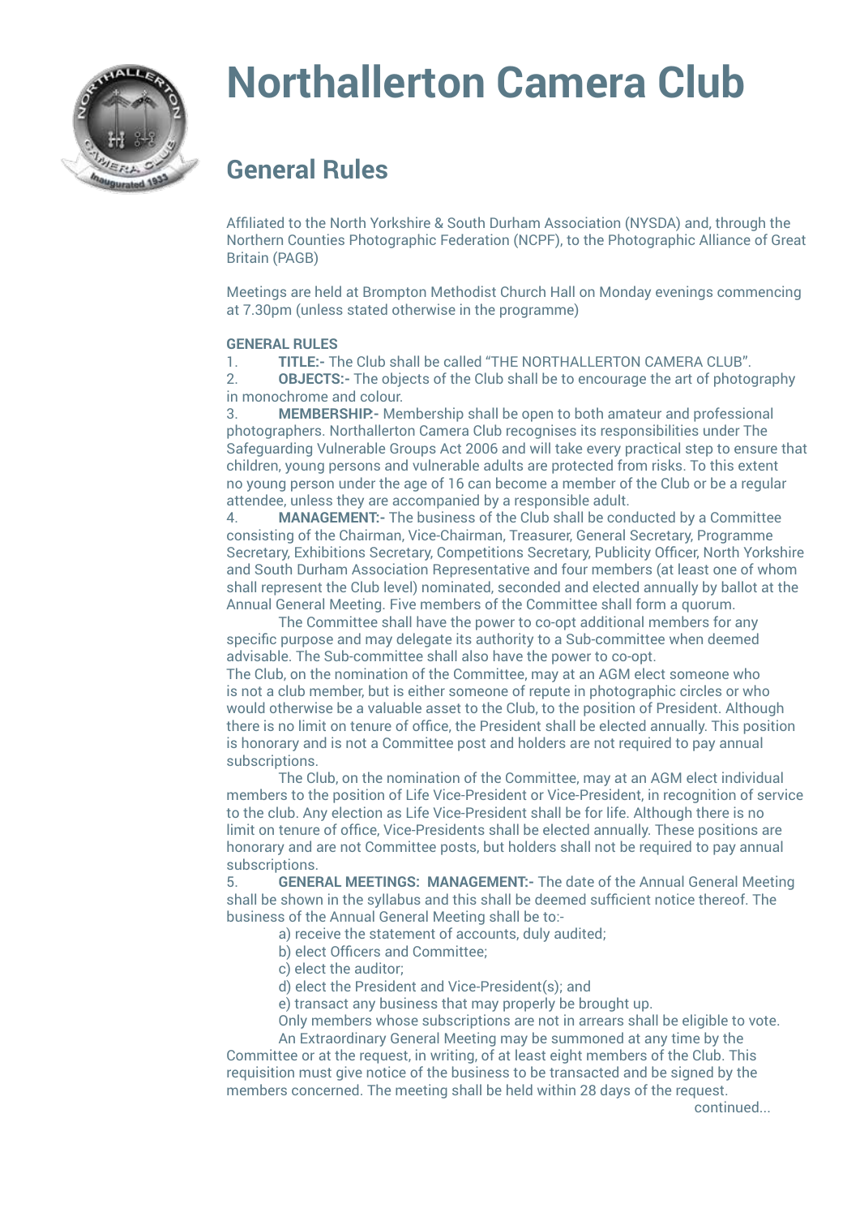# Northallerton Camera Club

## General Rules

Affiliated to the North Yorkshire & South Durham Association (NYSDA) and, through the Northern Counties Photographic Federation (NCPF), to the Photographic Alliance of Great Britain (PAGB)

Meetings are held at Brompton Methodist Church Hall on Monday evenings commencing at 7.30pm (unless stated otherwise in the programme)

**GENERAL RULES**

1. **TITLE:-** The Club shall be called "THE NORTHALLERTON CAMERA CLUB".

2. **OBJECTS:-** The objects of the Club shall be to encourage the art of photography in monochrome and colour.

3. **MEMBERSHIP:-** Membership shall be open to both amateur and professional photographers. Northallerton Camera Club recognises its responsibilities under The Safeguarding Vulnerable Groups Act 2006 and will take every practical step to ensure that children, young persons and vulnerable adults are protected from risks. To this extent no young person under the age of 16 can become a member of the Club or be a regular attendee, unless they are accompanied by a responsible adult.

4. **MANAGEMENT:-** The business of the Club shall be conducted by a Committee consisting of the Chairman, Vice-Chairman, Treasurer, General Secretary, Programme Secretary, Exhibitions Secretary, Competitions Secretary, Publicity Officer, North Yorkshire and South Durham Association Representative and four members (at least one of whom shall represent the Club level) nominated, seconded and elected annually by ballot at the Annual General Meeting. Five members of the Committee shall form a quorum.

   The Committee shall have the power to co-opt additional members for any specific purpose and may delegate its authority to a Sub-committee when deemed advisable. The Sub-committee shall also have the power to co-opt.

   The Club, on the nomination of the Committee, may at an AGM elect someone who is not a club member, but is either someone of repute in photographic circles or who would otherwise be a valuable asset to the Club, to the position of President. Although there is no limit on tenure of office, the President shall be elected annually. This position is honorary and is not a Committee post and holders are not required to pay annual subscriptions.

   The Club, on the nomination of the Committee, may at an AGM elect individual members to the position of Life Vice-President or Vice-President, in recognition of service to the club. Any election as Life Vice-President shall be for life. Although there is no limit on tenure of office, Vice-Presidents shall be elected annually. These positions are honorary and are not Committee posts, but holders shall not be required to pay annual subscriptions.

5. **GENERAL MEETINGS: MANAGEMENT:-** The date of the Annual General Meeting shall be shown in the syllabus and this shall be deemed sufficient notice thereof. The business of the Annual General Meeting shall be to:-

   a) receive the statement of accounts, duly audited;
   b) elect Officers and Committee;
   c) elect the auditor;
   d) elect the President and Vice-President(s); and
   e) transact any business that may properly be brought up.

   Only members whose subscriptions are not in arrears shall be eligible to vote.

   An Extraordinary General Meeting may be summoned at any time by the Committee or at the request, in writing, of at least eight members of the Club. This requisition must give notice of the business to be transacted and be signed by the members concerned. The meeting shall be held within 28 days of the request.

continued...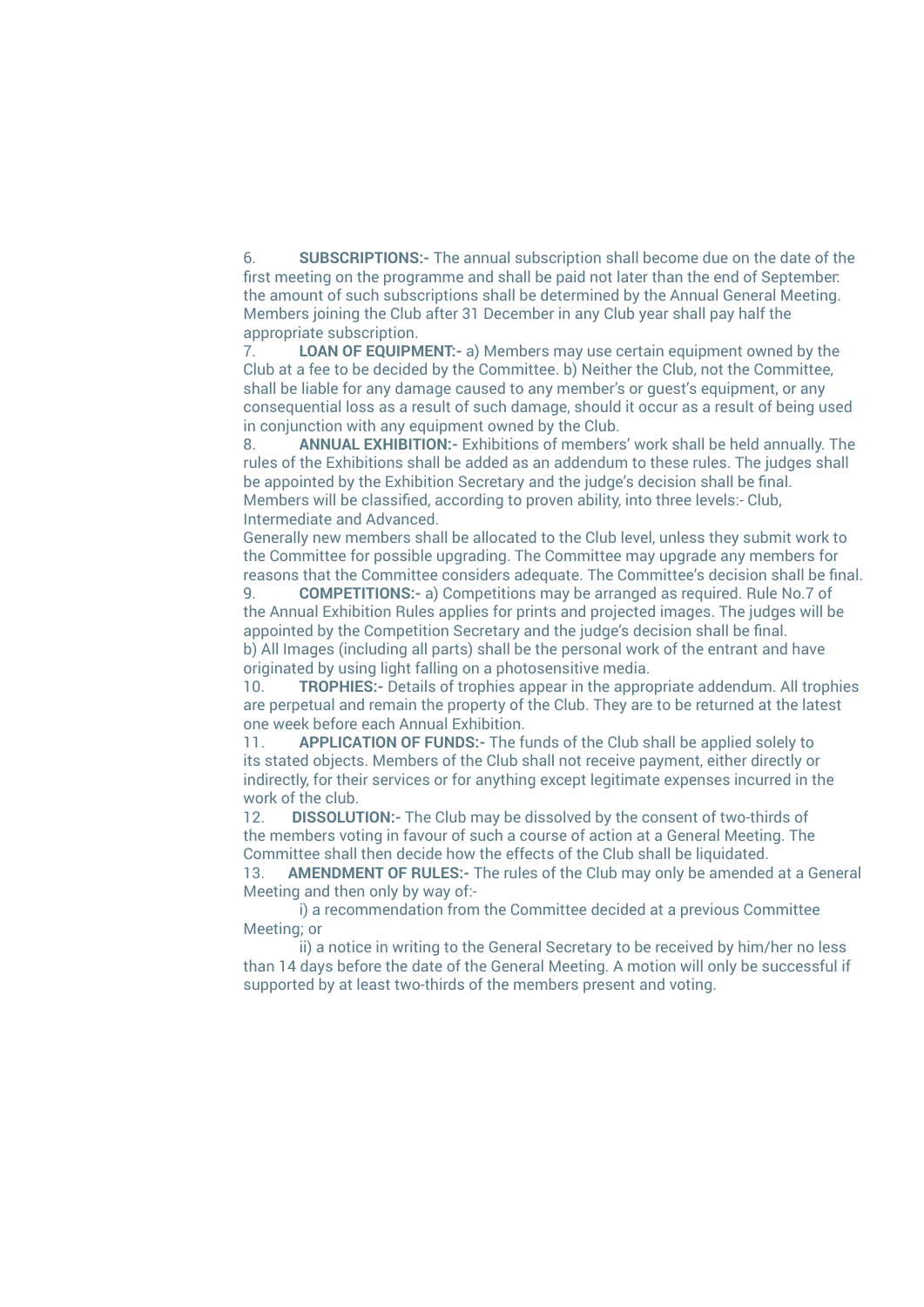6. **SUBSCRIPTIONS:-** The annual subscription shall become due on the date of the first meeting on the programme and shall be paid not later than the end of September: the amount of such subscriptions shall be determined by the Annual General Meeting. Members joining the Club after 31 December in any Club year shall pay half the appropriate subscription.

7. **LOAN OF EQUIPMENT:-** a) Members may use certain equipment owned by the Club at a fee to be decided by the Committee. b) Neither the Club, not the Committee, shall be liable for any damage caused to any member's or guest's equipment, or any consequential loss as a result of such damage, should it occur as a result of being used in conjunction with any equipment owned by the Club.

8. **ANNUAL EXHIBITION:-** Exhibitions of members' work shall be held annually. The rules of the Exhibitions shall be added as an addendum to these rules. The judges shall be appointed by the Exhibition Secretary and the judge's decision shall be final. Members will be classified, according to proven ability, into three levels:- Club, Intermediate and Advanced.

Generally new members shall be allocated to the Club level, unless they submit work to the Committee for possible upgrading. The Committee may upgrade any members for reasons that the Committee considers adequate. The Committee's decision shall be final.

9. **COMPETITIONS:-** a) Competitions may be arranged as required. Rule No.7 of the Annual Exhibition Rules applies for prints and projected images. The judges will be appointed by the Competition Secretary and the judge's decision shall be final.
b) All Images (including all parts) shall be the personal work of the entrant and have originated by using light falling on a photosensitive media.

10. **TROPHIES:-** Details of trophies appear in the appropriate addendum. All trophies are perpetual and remain the property of the Club. They are to be returned at the latest one week before each Annual Exhibition.

11. **APPLICATION OF FUNDS:-** The funds of the Club shall be applied solely to its stated objects. Members of the Club shall not receive payment, either directly or indirectly, for their services or for anything except legitimate expenses incurred in the work of the club.

12. **DISSOLUTION:-** The Club may be dissolved by the consent of two-thirds of the members voting in favour of such a course of action at a General Meeting. The Committee shall then decide how the effects of the Club shall be liquidated.

13. **AMENDMENT OF RULES:-** The rules of the Club may only be amended at a General Meeting and then only by way of:-

i) a recommendation from the Committee decided at a previous Committee Meeting; or

ii) a notice in writing to the General Secretary to be received by him/her no less than 14 days before the date of the General Meeting. A motion will only be successful if supported by at least two-thirds of the members present and voting.